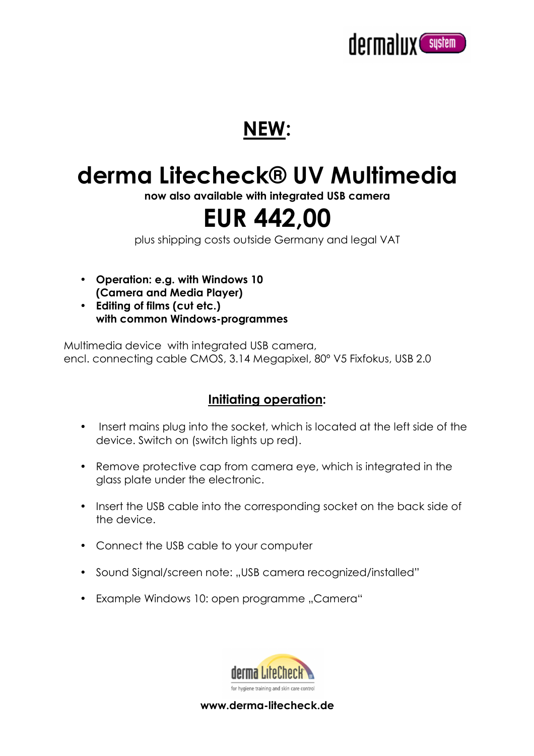dermalux system

# NEW:

# derma Litecheck® UV Multimedia

**now also available with integrated USB camera**

# EUR 442,00

plus shipping costs outside Germany and legal VAT

- **Operation: e.g. with Windows 10 (Camera and Media Player)**
- **Editing of films (cut etc.) with common Windows-programmes**

Multimedia device with integrated USB camera,
encl. connecting cable CMOS, 3.14 Megapixel, 80° V5 Fixfokus, USB 2.0

## Initiating operation:

- Insert mains plug into the socket, which is located at the left side of the device. Switch on (switch lights up red).
- Remove protective cap from camera eye, which is integrated in the glass plate under the electronic.
- Insert the USB cable into the corresponding socket on the back side of the device.
- Connect the USB cable to your computer
- Sound Signal/screen note: „USB camera recognized/installed"
- Example Windows 10: open programme „Camera"

derma LiteCheck
for hygiene training and skin care control

**www.derma-litecheck.de**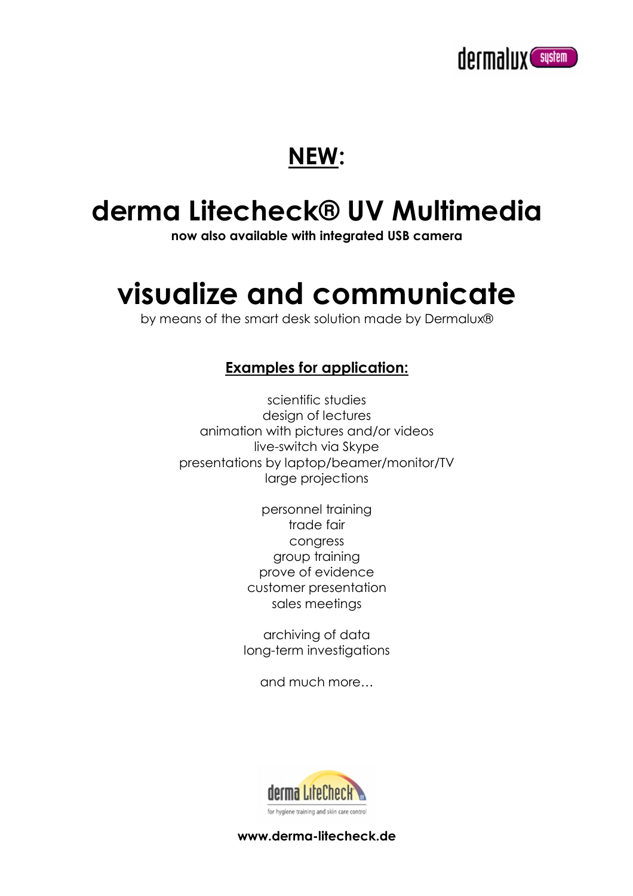# NEW:

# derma Litecheck® UV Multimedia

**now also available with integrated USB camera**

# visualize and communicate

by means of the smart desk solution made by Dermalux®

## Examples for application:

scientific studies
design of lectures
animation with pictures and/or videos
live-switch via Skype
presentations by laptop/beamer/monitor/TV
large projections

personnel training
trade fair
congress
group training
prove of evidence
customer presentation
sales meetings

archiving of data
long-term investigations

and much more…

derma LiteCheck
for hygiene training and skin care control

**www.derma-litecheck.de**